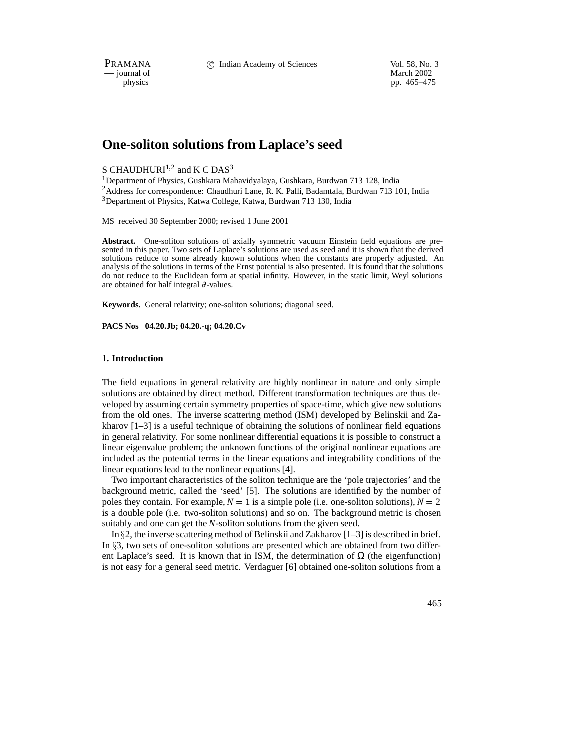# One-soliton solutions from Laplace's seed

S CHAUDHURI[1,2] and K C DAS[3]

[1]Department of Physics, Gushkara Mahavidyalaya, Gushkara, Burdwan 713 128, India
[2]Address for correspondence: Chaudhuri Lane, R. K. Palli, Badamtala, Burdwan 713 101, India
[3]Department of Physics, Katwa College, Katwa, Burdwan 713 130, India

MS received 30 September 2000; revised 1 June 2001

**Abstract.** One-soliton solutions of axially symmetric vacuum Einstein field equations are presented in this paper. Two sets of Laplace's solutions are used as seed and it is shown that the derived solutions reduce to some already known solutions when the constants are properly adjusted. An analysis of the solutions in terms of the Ernst potential is also presented. It is found that the solutions do not reduce to the Euclidean form at spatial infinity. However, in the static limit, Weyl solutions are obtained for half integral $\partial$-values.

**Keywords.** General relativity; one-soliton solutions; diagonal seed.

**PACS Nos 04.20.Jb; 04.20.-q; 04.20.Cv**

## 1. Introduction

The field equations in general relativity are highly nonlinear in nature and only simple solutions are obtained by direct method. Different transformation techniques are thus developed by assuming certain symmetry properties of space-time, which give new solutions from the old ones. The inverse scattering method (ISM) developed by Belinskii and Zakharov [1–3] is a useful technique of obtaining the solutions of nonlinear field equations in general relativity. For some nonlinear differential equations it is possible to construct a linear eigenvalue problem; the unknown functions of the original nonlinear equations are included as the potential terms in the linear equations and integrability conditions of the linear equations lead to the nonlinear equations [4].

Two important characteristics of the soliton technique are the 'pole trajectories' and the background metric, called the 'seed' [5]. The solutions are identified by the number of poles they contain. For example, $N = 1$ is a simple pole (i.e. one-soliton solutions), $N = 2$ is a double pole (i.e. two-soliton solutions) and so on. The background metric is chosen suitably and one can get the $N$-soliton solutions from the given seed.

In §2, the inverse scattering method of Belinskii and Zakharov [1–3] is described in brief. In §3, two sets of one-soliton solutions are presented which are obtained from two different Laplace's seed. It is known that in ISM, the determination of $\Omega$ (the eigenfunction) is not easy for a general seed metric. Verdaguer [6] obtained one-soliton solutions from a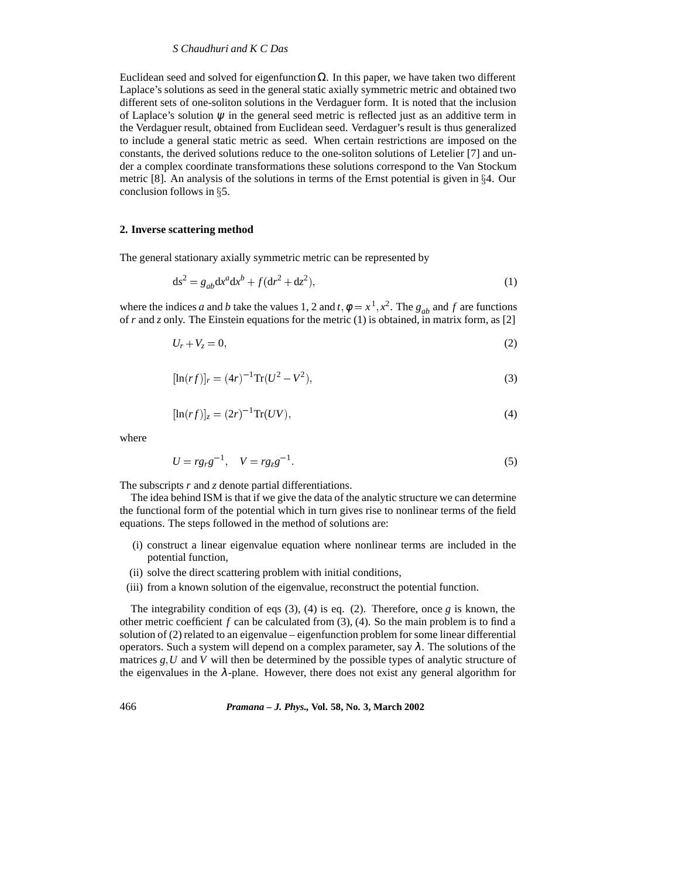Euclidean seed and solved for eigenfunction $\Omega$. In this paper, we have taken two different Laplace's solutions as seed in the general static axially symmetric metric and obtained two different sets of one-soliton solutions in the Verdaguer form. It is noted that the inclusion of Laplace's solution $\psi$ in the general seed metric is reflected just as an additive term in the Verdaguer result, obtained from Euclidean seed. Verdaguer's result is thus generalized to include a general static metric as seed. When certain restrictions are imposed on the constants, the derived solutions reduce to the one-soliton solutions of Letelier [7] and under a complex coordinate transformations these solutions correspond to the Van Stockum metric [8]. An analysis of the solutions in terms of the Ernst potential is given in §4. Our conclusion follows in §5.

## 2. Inverse scattering method

The general stationary axially symmetric metric can be represented by

$$ds^2 = g_{ab}\mathrm{d}x^a\mathrm{d}x^b + f(\mathrm{d}r^2 + \mathrm{d}z^2), \tag{1}$$

where the indices $a$ and $b$ take the values 1, 2 and $t, \phi = x^1, x^2$. The $g_{ab}$ and $f$ are functions of $r$ and $z$ only. The Einstein equations for the metric (1) is obtained, in matrix form, as [2]

$$U_r + V_z = 0, \tag{2}$$

$$[\ln(rf)]_r = (4r)^{-1}\mathrm{Tr}(U^2 - V^2), \tag{3}$$

$$[\ln(rf)]_z = (2r)^{-1}\mathrm{Tr}(UV), \tag{4}$$

where

$$U = rg_r g^{-1}, \quad V = rg_z g^{-1}. \tag{5}$$

The subscripts $r$ and $z$ denote partial differentiations.

The idea behind ISM is that if we give the data of the analytic structure we can determine the functional form of the potential which in turn gives rise to nonlinear terms of the field equations. The steps followed in the method of solutions are:

(i) construct a linear eigenvalue equation where nonlinear terms are included in the potential function,

(ii) solve the direct scattering problem with initial conditions,

(iii) from a known solution of the eigenvalue, reconstruct the potential function.

The integrability condition of eqs (3), (4) is eq. (2). Therefore, once $g$ is known, the other metric coefficient $f$ can be calculated from (3), (4). So the main problem is to find a solution of (2) related to an eigenvalue – eigenfunction problem for some linear differential operators. Such a system will depend on a complex parameter, say $\lambda$. The solutions of the matrices $g, U$ and $V$ will then be determined by the possible types of analytic structure of the eigenvalues in the $\lambda$-plane. However, there does not exist any general algorithm for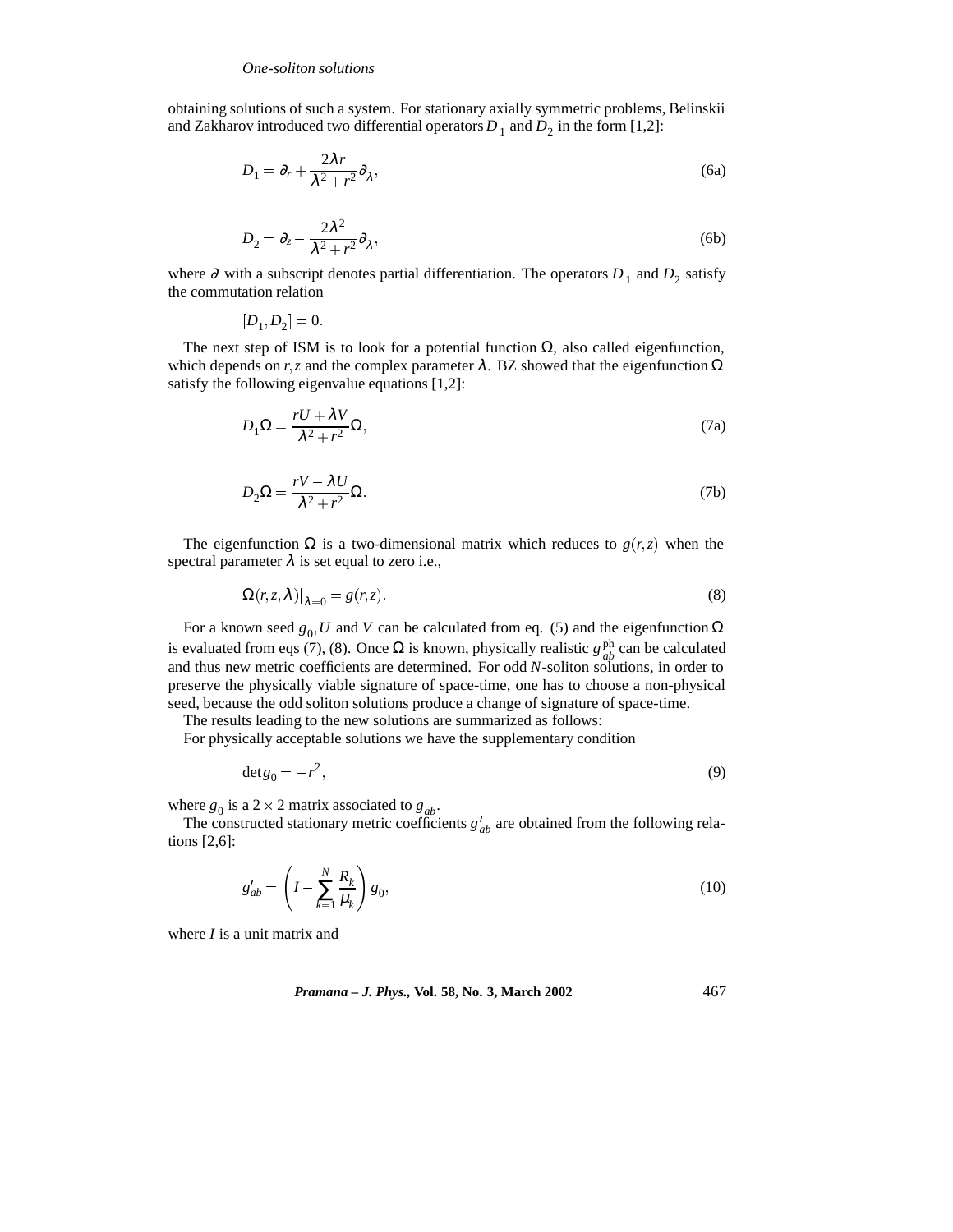obtaining solutions of such a system. For stationary axially symmetric problems, Belinskii and Zakharov introduced two differential operators $D_1$ and $D_2$ in the form [1,2]:

$$D_1 = \partial_r + \frac{2\lambda r}{\lambda^2 + r^2}\partial_\lambda, \tag{6a}$$

$$D_2 = \partial_z - \frac{2\lambda^2}{\lambda^2 + r^2}\partial_\lambda, \tag{6b}$$

where $\partial$ with a subscript denotes partial differentiation. The operators $D_1$ and $D_2$ satisfy the commutation relation

$$[D_1, D_2] = 0.$$

The next step of ISM is to look for a potential function $\Omega$, also called eigenfunction, which depends on $r,z$ and the complex parameter $\lambda$. BZ showed that the eigenfunction $\Omega$ satisfy the following eigenvalue equations [1,2]:

$$D_1\Omega = \frac{rU + \lambda V}{\lambda^2 + r^2}\Omega, \tag{7a}$$

$$D_2\Omega = \frac{rV - \lambda U}{\lambda^2 + r^2}\Omega. \tag{7b}$$

The eigenfunction $\Omega$ is a two-dimensional matrix which reduces to $g(r,z)$ when the spectral parameter $\lambda$ is set equal to zero i.e.,

$$\Omega(r,z,\lambda)|_{\lambda=0} = g(r,z). \tag{8}$$

For a known seed $g_0, U$ and $V$ can be calculated from eq. (5) and the eigenfunction $\Omega$ is evaluated from eqs (7), (8). Once $\Omega$ is known, physically realistic $g_{ab}^{\text{ph}}$ can be calculated and thus new metric coefficients are determined. For odd $N$-soliton solutions, in order to preserve the physically viable signature of space-time, one has to choose a non-physical seed, because the odd soliton solutions produce a change of signature of space-time.

The results leading to the new solutions are summarized as follows:

For physically acceptable solutions we have the supplementary condition

$$\det g_0 = -r^2, \tag{9}$$

where $g_0$ is a $2 \times 2$ matrix associated to $g_{ab}$.

The constructed stationary metric coefficients $g'_{ab}$ are obtained from the following relations [2,6]:

$$g'_{ab} = \left(I - \sum_{k=1}^{N} \frac{R_k}{\mu_k}\right) g_0, \tag{10}$$

where $I$ is a unit matrix and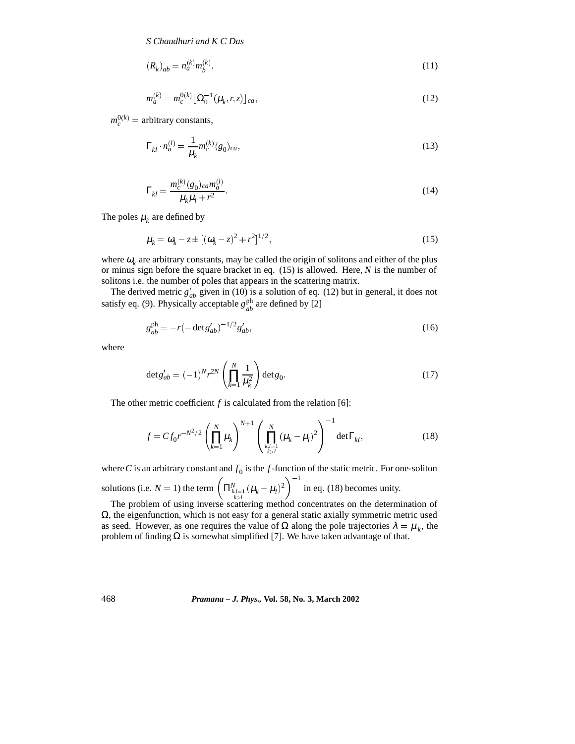$$(R_k)_{ab} = n_a^{(k)} m_b^{(k)}, \tag{11}$$

$$m_a^{(k)} = m_c^{0(k)} \lfloor \Omega_0^{-1}(\mu_k, r, z) \rfloor_{ca}, \tag{12}$$

$m_c^{0(k)} =$ arbitrary constants,

$$\Gamma_{kl} \cdot n_a^{(l)} = \frac{1}{\mu_k} m_c^{(k)} (g_0)_{ca}, \tag{13}$$

$$\Gamma_{kl} = \frac{m_c^{(k)} (g_0)_{ca} m_a^{(l)}}{\mu_k \mu_l + r^2}. \tag{14}$$

The poles $\mu_k$ are defined by

$$\mu_k = \omega_k - z \pm [(\omega_k - z)^2 + r^2]^{1/2}, \tag{15}$$

where $\omega_k$ are arbitrary constants, may be called the origin of solitons and either of the plus or minus sign before the square bracket in eq. (15) is allowed. Here, $N$ is the number of solitons i.e. the number of poles that appears in the scattering matrix.

The derived metric $g'_{ab}$ given in (10) is a solution of eq. (12) but in general, it does not satisfy eq. (9). Physically acceptable $g_{ab}^{\mathrm{ph}}$ are defined by [2]

$$g_{ab}^{\mathrm{ph}} = -r(-\det g'_{ab})^{-1/2} g'_{ab}, \tag{16}$$

where

$$\det g'_{ab} = (-1)^N r^{2N} \left( \prod_{k=1}^{N} \frac{1}{\mu_k^2} \right) \det g_0. \tag{17}$$

The other metric coefficient $f$ is calculated from the relation [6]:

$$f = C f_0 r^{-N^2/2} \left( \prod_{k=1}^{N} \mu_k \right)^{N+1} \left( \prod_{\substack{k,l=1 \\ k>l}}^{N} (\mu_k - \mu_l)^2 \right)^{-1} \det \Gamma_{kl}, \tag{18}$$

where $C$ is an arbitrary constant and $f_0$ is the $f$-function of the static metric. For one-soliton solutions (i.e. $N = 1$) the term $\left( \prod_{\substack{k,l=1 \\ k>l}}^{N} (\mu_k - \mu_l)^2 \right)^{-1}$ in eq. (18) becomes unity.

The problem of using inverse scattering method concentrates on the determination of $\Omega$, the eigenfunction, which is not easy for a general static axially symmetric metric used as seed. However, as one requires the value of $\Omega$ along the pole trajectories $\lambda = \mu_k$, the problem of finding $\Omega$ is somewhat simplified [7]. We have taken advantage of that.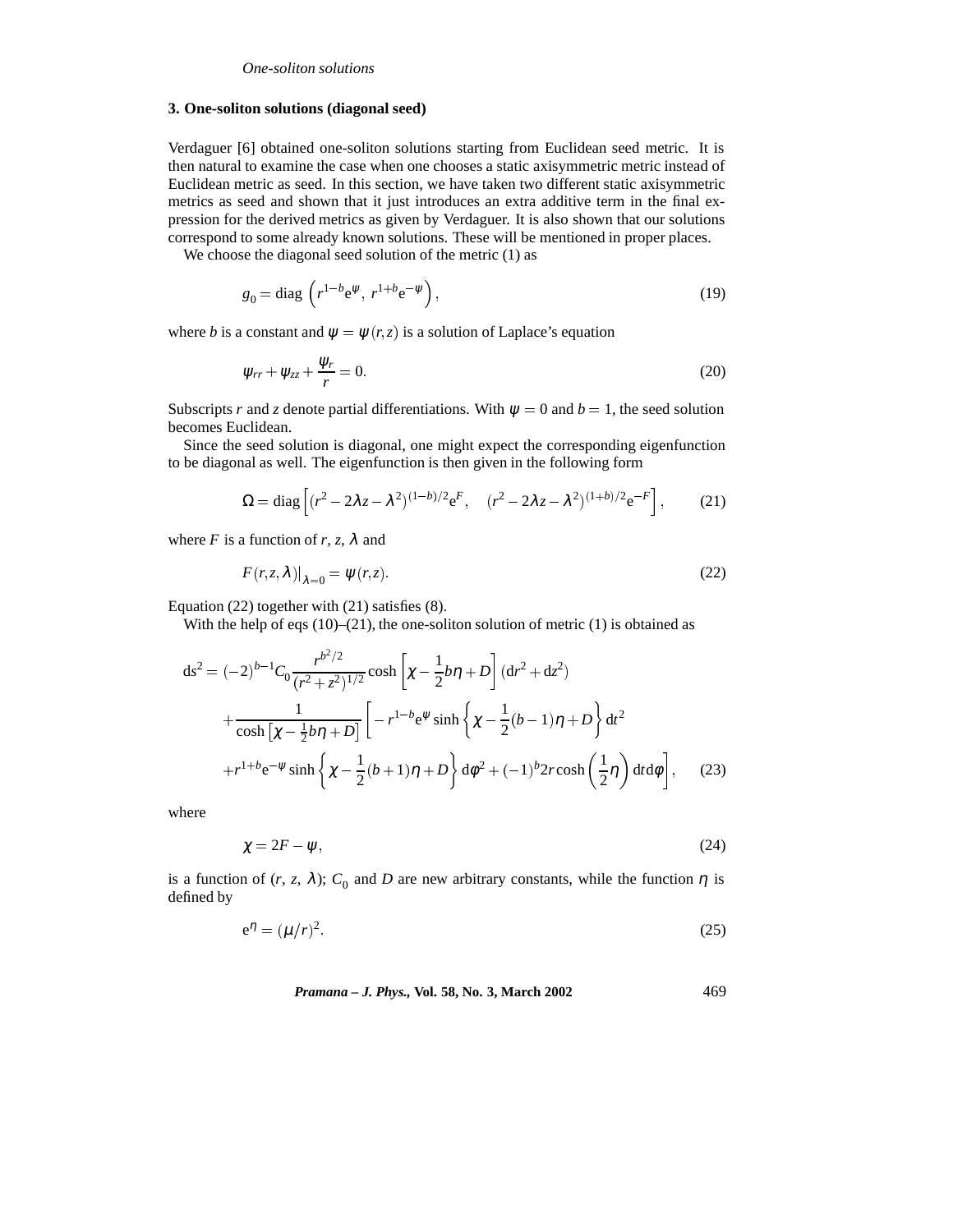### 3. One-soliton solutions (diagonal seed)

Verdaguer [6] obtained one-soliton solutions starting from Euclidean seed metric. It is then natural to examine the case when one chooses a static axisymmetric metric instead of Euclidean metric as seed. In this section, we have taken two different static axisymmetric metrics as seed and shown that it just introduces an extra additive term in the final expression for the derived metrics as given by Verdaguer. It is also shown that our solutions correspond to some already known solutions. These will be mentioned in proper places.

We choose the diagonal seed solution of the metric (1) as

$$g_0 = \mathrm{diag}\,\left(r^{1-b}\mathrm{e}^{\psi},\ r^{1+b}\mathrm{e}^{-\psi}\right), \tag{19}$$

where $b$ is a constant and $\psi = \psi(r,z)$ is a solution of Laplace's equation

$$\psi_{rr} + \psi_{zz} + \frac{\psi_r}{r} = 0. \tag{20}$$

Subscripts $r$ and $z$ denote partial differentiations. With $\psi = 0$ and $b = 1$, the seed solution becomes Euclidean.

Since the seed solution is diagonal, one might expect the corresponding eigenfunction to be diagonal as well. The eigenfunction is then given in the following form

$$\Omega = \mathrm{diag}\left[(r^2 - 2\lambda z - \lambda^2)^{(1-b)/2}\mathrm{e}^{F}, \quad (r^2 - 2\lambda z - \lambda^2)^{(1+b)/2}\mathrm{e}^{-F}\right], \tag{21}$$

where $F$ is a function of $r$, $z$, $\lambda$ and

$$F(r,z,\lambda)|_{\lambda=0} = \psi(r,z). \tag{22}$$

Equation (22) together with (21) satisfies (8).

With the help of eqs (10)–(21), the one-soliton solution of metric (1) is obtained as

$$\begin{aligned}
\mathrm{d}s^2 = {} & (-2)^{b-1}C_0 \frac{r^{b^2/2}}{(r^2+z^2)^{1/2}} \cosh\left[\chi - \frac{1}{2}b\eta + D\right](\mathrm{d}r^2 + \mathrm{d}z^2) \\
& + \frac{1}{\cosh\left[\chi - \frac{1}{2}b\eta + D\right]}\left[-r^{1-b}\mathrm{e}^{\psi}\sinh\left\{\chi - \frac{1}{2}(b-1)\eta + D\right\}\mathrm{d}t^2\right. \\
& \left. + r^{1+b}\mathrm{e}^{-\psi}\sinh\left\{\chi - \frac{1}{2}(b+1)\eta + D\right\}\mathrm{d}\phi^2 + (-1)^b 2r\cosh\left(\frac{1}{2}\eta\right)\mathrm{d}t\mathrm{d}\phi\right],
\end{aligned} \tag{23}$$

where

$$\chi = 2F - \psi, \tag{24}$$

is a function of ($r$, $z$, $\lambda$); $C_0$ and $D$ are new arbitrary constants, while the function $\eta$ is defined by

$$\mathrm{e}^{\eta} = (\mu/r)^2. \tag{25}$$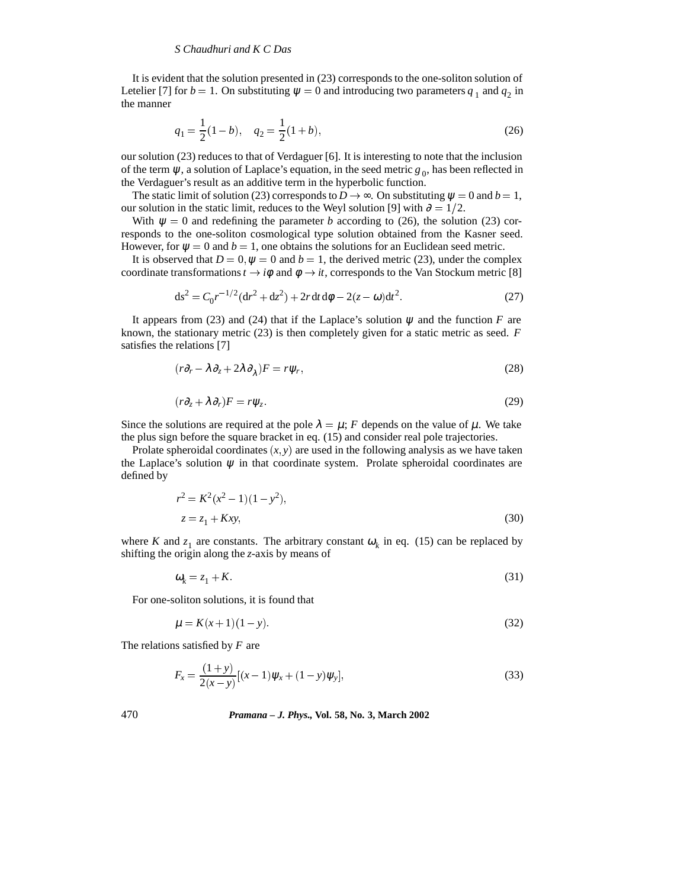It is evident that the solution presented in (23) corresponds to the one-soliton solution of Letelier [7] for $b = 1$. On substituting $\psi = 0$ and introducing two parameters $q_1$ and $q_2$ in the manner

$$q_1 = \frac{1}{2}(1-b), \quad q_2 = \frac{1}{2}(1+b), \tag{26}$$

our solution (23) reduces to that of Verdaguer [6]. It is interesting to note that the inclusion of the term $\psi$, a solution of Laplace's equation, in the seed metric $g_0$, has been reflected in the Verdaguer's result as an additive term in the hyperbolic function.

The static limit of solution (23) corresponds to $D \to \infty$. On substituting $\psi = 0$ and $b = 1$, our solution in the static limit, reduces to the Weyl solution [9] with $\partial = 1/2$.

With $\psi = 0$ and redefining the parameter $b$ according to (26), the solution (23) corresponds to the one-soliton cosmological type solution obtained from the Kasner seed. However, for $\psi = 0$ and $b = 1$, one obtains the solutions for an Euclidean seed metric.

It is observed that $D = 0, \psi = 0$ and $b = 1$, the derived metric (23), under the complex coordinate transformations $t \to i\phi$ and $\phi \to it$, corresponds to the Van Stockum metric [8]

$$\mathrm{d}s^2 = C_0 r^{-1/2}(\mathrm{d}r^2 + \mathrm{d}z^2) + 2r\,\mathrm{d}t\,\mathrm{d}\phi - 2(z-\omega)\mathrm{d}t^2. \tag{27}$$

It appears from (23) and (24) that if the Laplace's solution $\psi$ and the function $F$ are known, the stationary metric (23) is then completely given for a static metric as seed. $F$ satisfies the relations [7]

$$(r\partial_r - \lambda\partial_z + 2\lambda\partial_\lambda)F = r\psi_r, \tag{28}$$

$$(r\partial_z + \lambda\partial_r)F = r\psi_z. \tag{29}$$

Since the solutions are required at the pole $\lambda = \mu$; $F$ depends on the value of $\mu$. We take the plus sign before the square bracket in eq. (15) and consider real pole trajectories.

Prolate spheroidal coordinates $(x, y)$ are used in the following analysis as we have taken the Laplace's solution $\psi$ in that coordinate system. Prolate spheroidal coordinates are defined by

$$\begin{aligned} r^2 &= K^2(x^2-1)(1-y^2), \\ z &= z_1 + Kxy, \end{aligned} \tag{30}$$

where $K$ and $z_1$ are constants. The arbitrary constant $\omega_k$ in eq. (15) can be replaced by shifting the origin along the $z$-axis by means of

$$\omega_k = z_1 + K. \tag{31}$$

For one-soliton solutions, it is found that

$$\mu = K(x+1)(1-y). \tag{32}$$

The relations satisfied by $F$ are

$$F_x = \frac{(1+y)}{2(x-y)}[(x-1)\psi_x + (1-y)\psi_y], \tag{33}$$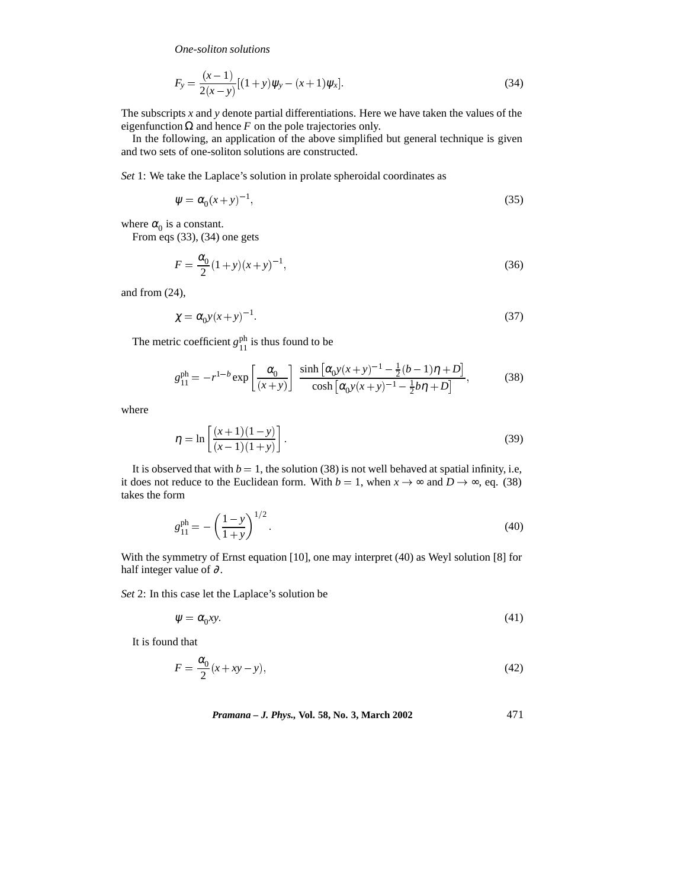$$F_y = \frac{(x-1)}{2(x-y)}[(1+y)\psi_y - (x+1)\psi_x]. \tag{34}$$

The subscripts $x$ and $y$ denote partial differentiations. Here we have taken the values of the eigenfunction $\Omega$ and hence $F$ on the pole trajectories only.

In the following, an application of the above simplified but general technique is given and two sets of one-soliton solutions are constructed.

*Set* 1: We take the Laplace's solution in prolate spheroidal coordinates as

$$\psi = \alpha_0 (x+y)^{-1}, \tag{35}$$

where $\alpha_0$ is a constant.

From eqs (33), (34) one gets

$$F = \frac{\alpha_0}{2}(1+y)(x+y)^{-1}, \tag{36}$$

and from (24),

$$\chi = \alpha_0 y (x+y)^{-1}. \tag{37}$$

The metric coefficient $g_{11}^{\text{ph}}$ is thus found to be

$$g_{11}^{\text{ph}} = -r^{1-b} \exp\left[\frac{\alpha_0}{(x+y)}\right] \frac{\sinh\left[\alpha_0 y(x+y)^{-1} - \frac{1}{2}(b-1)\eta + D\right]}{\cosh\left[\alpha_0 y(x+y)^{-1} - \frac{1}{2}b\eta + D\right]}, \tag{38}$$

where

$$\eta = \ln\left[\frac{(x+1)(1-y)}{(x-1)(1+y)}\right]. \tag{39}$$

It is observed that with $b=1$, the solution (38) is not well behaved at spatial infinity, i.e, it does not reduce to the Euclidean form. With $b=1$, when $x \to \infty$ and $D \to \infty$, eq. (38) takes the form

$$g_{11}^{\text{ph}} = -\left(\frac{1-y}{1+y}\right)^{1/2}. \tag{40}$$

With the symmetry of Ernst equation [10], one may interpret (40) as Weyl solution [8] for half integer value of $\partial$.

*Set* 2: In this case let the Laplace's solution be

$$\psi = \alpha_0 xy. \tag{41}$$

It is found that

$$F = \frac{\alpha_0}{2}(x + xy - y), \tag{42}$$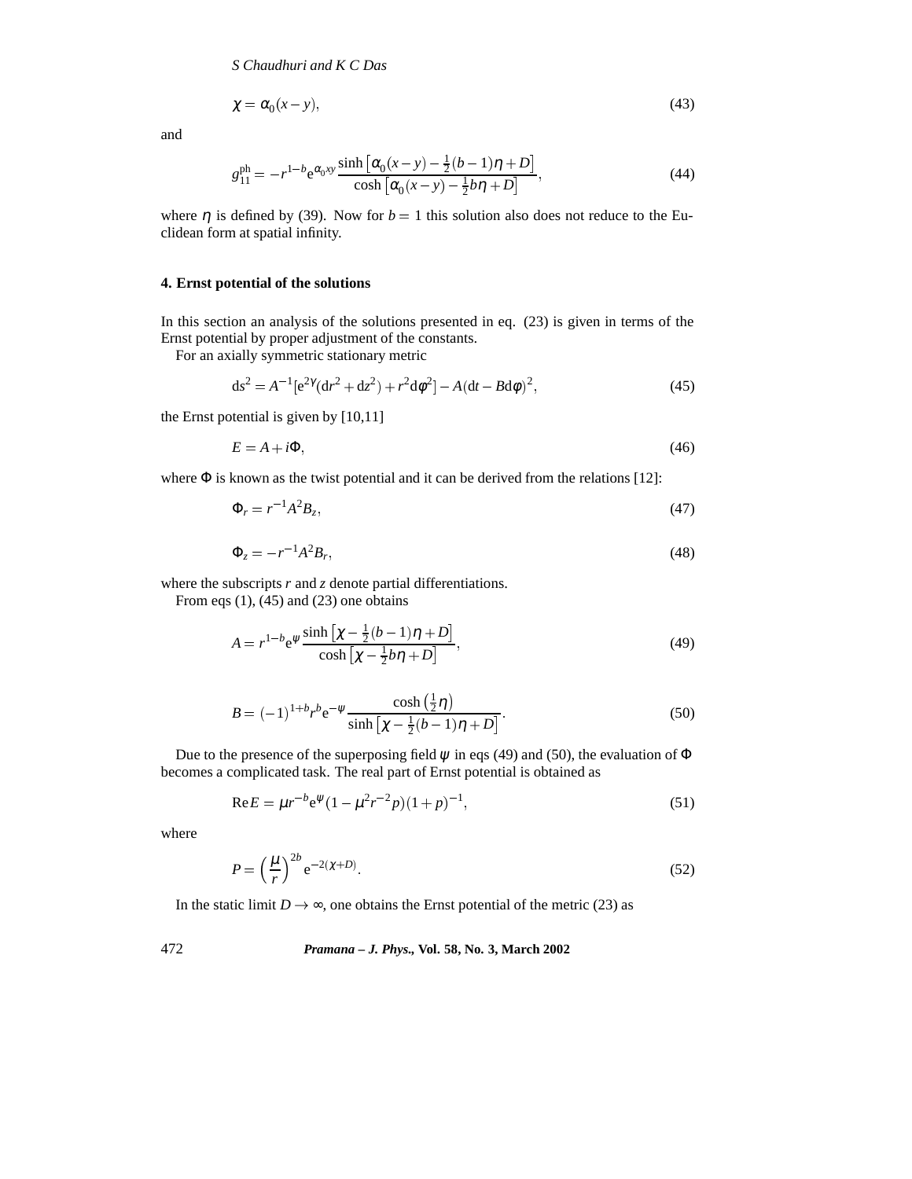$$\chi = \alpha_0(x - y), \tag{43}$$

and

$$g_{11}^{\text{ph}} = -r^{1-b} e^{\alpha_0 xy} \frac{\sinh\left[\alpha_0(x-y) - \frac{1}{2}(b-1)\eta + D\right]}{\cosh\left[\alpha_0(x-y) - \frac{1}{2}b\eta + D\right]}, \tag{44}$$

where $\eta$ is defined by (39). Now for $b = 1$ this solution also does not reduce to the Euclidean form at spatial infinity.

### 4. Ernst potential of the solutions

In this section an analysis of the solutions presented in eq. (23) is given in terms of the Ernst potential by proper adjustment of the constants.

For an axially symmetric stationary metric

$$ds^2 = A^{-1}[e^{2\gamma}(dr^2 + dz^2) + r^2 d\phi^2] - A(dt - B d\phi)^2, \tag{45}$$

the Ernst potential is given by [10,11]

$$E = A + i\Phi, \tag{46}$$

where $\Phi$ is known as the twist potential and it can be derived from the relations [12]:

$$\Phi_r = r^{-1} A^2 B_z, \tag{47}$$

$$\Phi_z = -r^{-1} A^2 B_r, \tag{48}$$

where the subscripts $r$ and $z$ denote partial differentiations.

From eqs (1), (45) and (23) one obtains

$$A = r^{1-b} e^{\psi} \frac{\sinh\left[\chi - \frac{1}{2}(b-1)\eta + D\right]}{\cosh\left[\chi - \frac{1}{2}b\eta + D\right]}, \tag{49}$$

$$B = (-1)^{1+b} r^b e^{-\psi} \frac{\cosh\left(\frac{1}{2}\eta\right)}{\sinh\left[\chi - \frac{1}{2}(b-1)\eta + D\right]}. \tag{50}$$

Due to the presence of the superposing field $\psi$ in eqs (49) and (50), the evaluation of $\Phi$ becomes a complicated task. The real part of Ernst potential is obtained as

$$\text{Re}E = \mu r^{-b} e^{\psi} (1 - \mu^2 r^{-2} p)(1 + p)^{-1}, \tag{51}$$

where

$$P = \left(\frac{\mu}{r}\right)^{2b} e^{-2(\chi + D)}. \tag{52}$$

In the static limit $D \to \infty$, one obtains the Ernst potential of the metric (23) as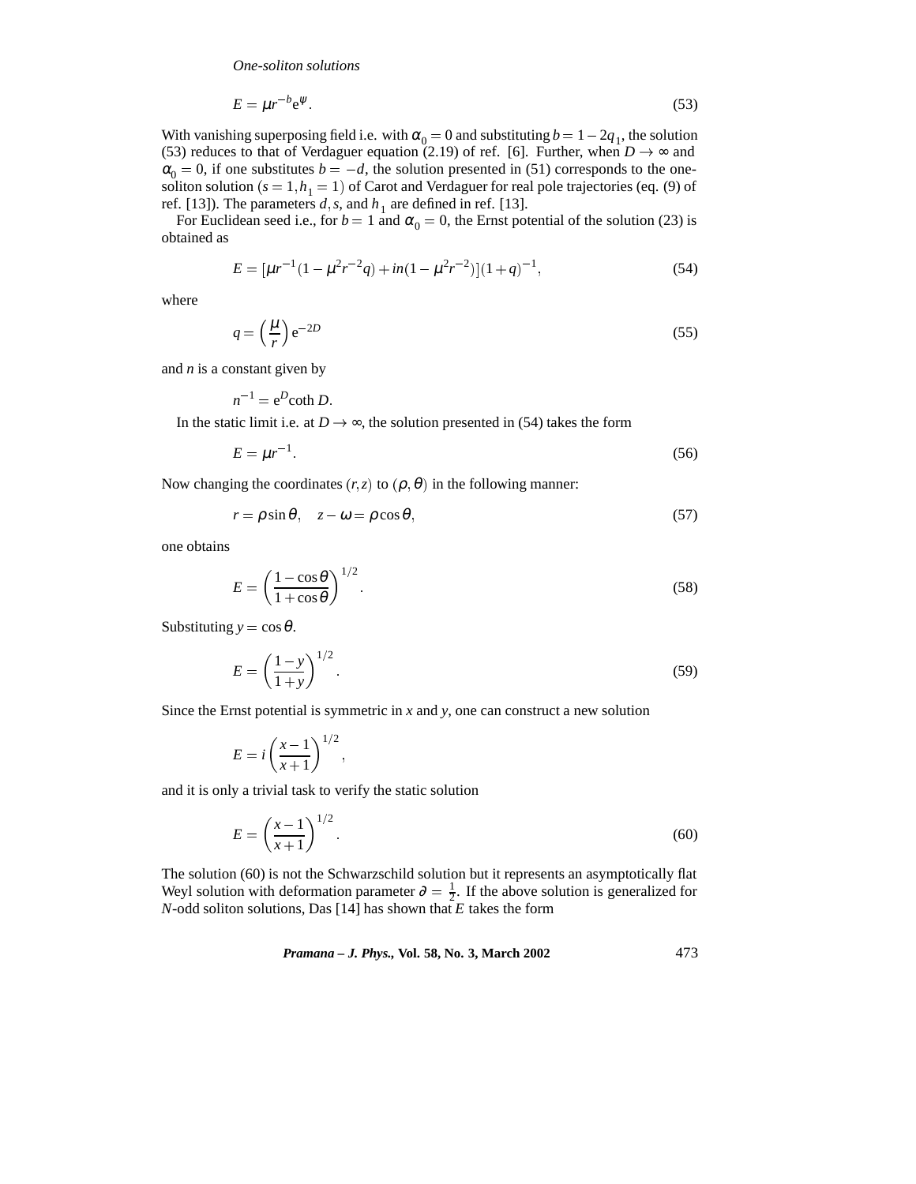*One-soliton solutions*

$$E = \mu r^{-b} e^{\psi}. \tag{53}$$

With vanishing superposing field i.e. with $\alpha_0 = 0$ and substituting $b = 1 - 2q_1$, the solution (53) reduces to that of Verdaguer equation (2.19) of ref. [6]. Further, when $D \to \infty$ and $\alpha_0 = 0$, if one substitutes $b = -d$, the solution presented in (51) corresponds to the one-soliton solution $(s = 1, h_1 = 1)$ of Carot and Verdaguer for real pole trajectories (eq. (9) of ref. [13]). The parameters $d, s$, and $h_1$ are defined in ref. [13].

For Euclidean seed i.e., for $b = 1$ and $\alpha_0 = 0$, the Ernst potential of the solution (23) is obtained as

$$E = [\mu r^{-1}(1 - \mu^2 r^{-2} q) + in(1 - \mu^2 r^{-2})](1 + q)^{-1}, \tag{54}$$

where

$$q = \left(\frac{\mu}{r}\right) e^{-2D} \tag{55}$$

and $n$ is a constant given by

$$n^{-1} = e^{D} \coth D.$$

In the static limit i.e. at $D \to \infty$, the solution presented in (54) takes the form

$$E = \mu r^{-1}. \tag{56}$$

Now changing the coordinates $(r, z)$ to $(\rho, \theta)$ in the following manner:

$$r = \rho \sin\theta, \quad z - \omega = \rho \cos\theta, \tag{57}$$

one obtains

$$E = \left(\frac{1 - \cos\theta}{1 + \cos\theta}\right)^{1/2}. \tag{58}$$

Substituting $y = \cos\theta$.

$$E = \left(\frac{1 - y}{1 + y}\right)^{1/2}. \tag{59}$$

Since the Ernst potential is symmetric in $x$ and $y$, one can construct a new solution

$$E = i\left(\frac{x - 1}{x + 1}\right)^{1/2},$$

and it is only a trivial task to verify the static solution

$$E = \left(\frac{x - 1}{x + 1}\right)^{1/2}. \tag{60}$$

The solution (60) is not the Schwarzschild solution but it represents an asymptotically flat Weyl solution with deformation parameter $\partial = \frac{1}{2}$. If the above solution is generalized for $N$-odd soliton solutions, Das [14] has shown that $E$ takes the form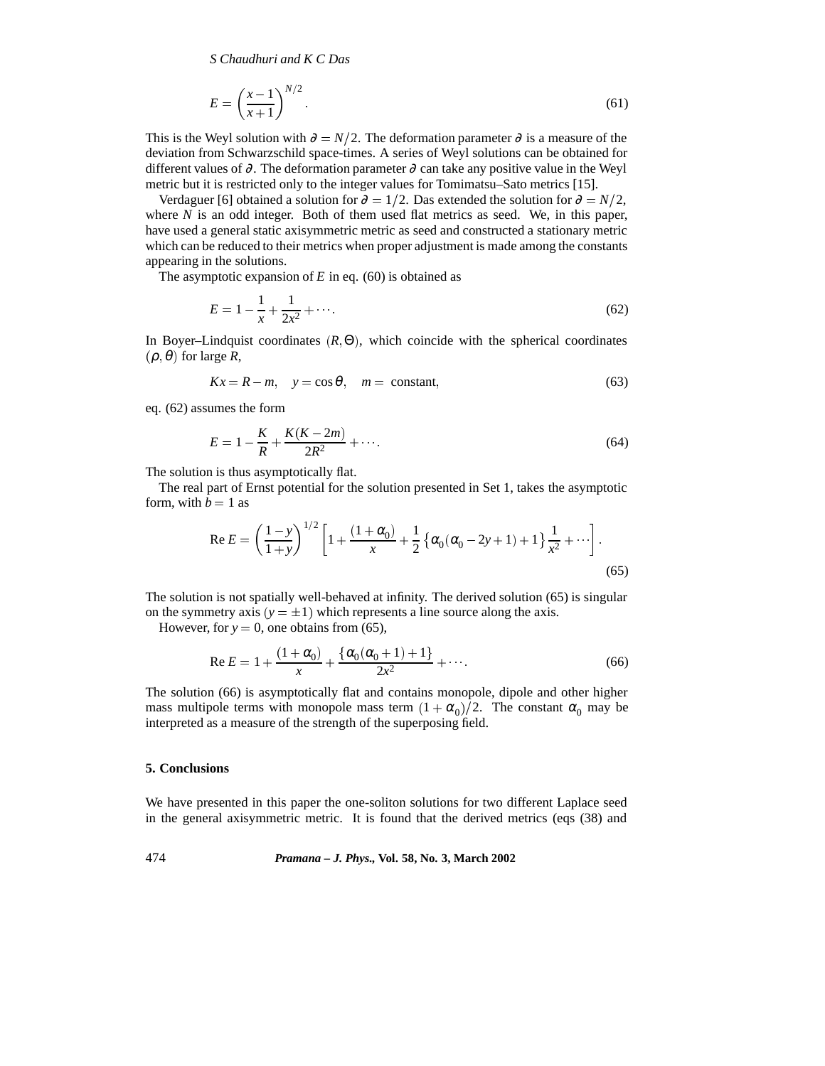$$E = \left(\frac{x-1}{x+1}\right)^{N/2}. \tag{61}$$

This is the Weyl solution with $\partial = N/2$. The deformation parameter $\partial$ is a measure of the deviation from Schwarzschild space-times. A series of Weyl solutions can be obtained for different values of $\partial$. The deformation parameter $\partial$ can take any positive value in the Weyl metric but it is restricted only to the integer values for Tomimatsu–Sato metrics [15].

Verdaguer [6] obtained a solution for $\partial = 1/2$. Das extended the solution for $\partial = N/2$, where $N$ is an odd integer. Both of them used flat metrics as seed. We, in this paper, have used a general static axisymmetric metric as seed and constructed a stationary metric which can be reduced to their metrics when proper adjustment is made among the constants appearing in the solutions.

The asymptotic expansion of $E$ in eq. (60) is obtained as

$$E = 1 - \frac{1}{x} + \frac{1}{2x^2} + \cdots. \tag{62}$$

In Boyer–Lindquist coordinates $(R, \Theta)$, which coincide with the spherical coordinates $(\rho, \theta)$ for large $R$,

$$Kx = R - m, \quad y = \cos\theta, \quad m = \text{ constant}, \tag{63}$$

eq. (62) assumes the form

$$E = 1 - \frac{K}{R} + \frac{K(K-2m)}{2R^2} + \cdots. \tag{64}$$

The solution is thus asymptotically flat.

The real part of Ernst potential for the solution presented in Set 1, takes the asymptotic form, with $b = 1$ as

$$\mathrm{Re}\, E = \left(\frac{1-y}{1+y}\right)^{1/2} \left[1 + \frac{(1+\alpha_0)}{x} + \frac{1}{2}\left\{\alpha_0(\alpha_0 - 2y + 1) + 1\right\}\frac{1}{x^2} + \cdots\right]. \tag{65}$$

The solution is not spatially well-behaved at infinity. The derived solution (65) is singular on the symmetry axis $(y = \pm 1)$ which represents a line source along the axis.

However, for $y = 0$, one obtains from (65),

$$\mathrm{Re}\, E = 1 + \frac{(1+\alpha_0)}{x} + \frac{\{\alpha_0(\alpha_0 + 1) + 1\}}{2x^2} + \cdots. \tag{66}$$

The solution (66) is asymptotically flat and contains monopole, dipole and other higher mass multipole terms with monopole mass term $(1 + \alpha_0)/2$. The constant $\alpha_0$ may be interpreted as a measure of the strength of the superposing field.

## 5. Conclusions

We have presented in this paper the one-soliton solutions for two different Laplace seed in the general axisymmetric metric. It is found that the derived metrics (eqs (38) and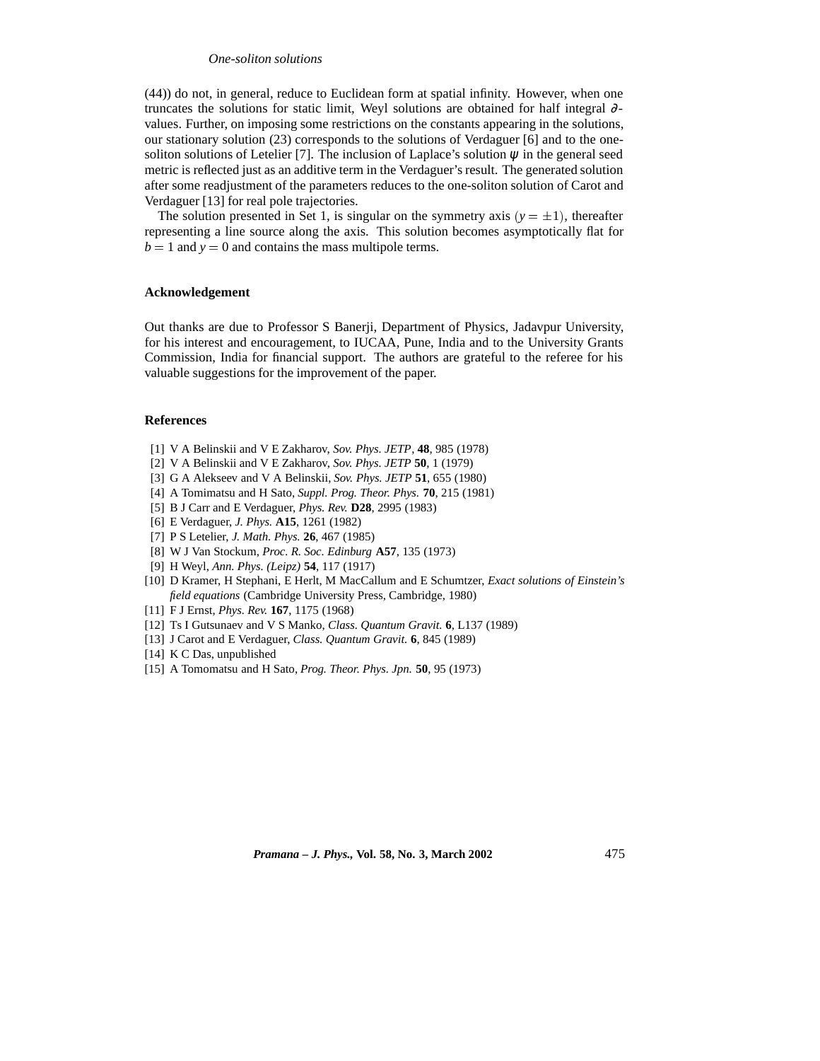(44)) do not, in general, reduce to Euclidean form at spatial infinity. However, when one truncates the solutions for static limit, Weyl solutions are obtained for half integral $\partial$-values. Further, on imposing some restrictions on the constants appearing in the solutions, our stationary solution (23) corresponds to the solutions of Verdaguer [6] and to the one-soliton solutions of Letelier [7]. The inclusion of Laplace's solution $\psi$ in the general seed metric is reflected just as an additive term in the Verdaguer's result. The generated solution after some readjustment of the parameters reduces to the one-soliton solution of Carot and Verdaguer [13] for real pole trajectories.

The solution presented in Set 1, is singular on the symmetry axis $(y = \pm 1)$, thereafter representing a line source along the axis. This solution becomes asymptotically flat for $b = 1$ and $y = 0$ and contains the mass multipole terms.

## Acknowledgement

Out thanks are due to Professor S Banerji, Department of Physics, Jadavpur University, for his interest and encouragement, to IUCAA, Pune, India and to the University Grants Commission, India for financial support. The authors are grateful to the referee for his valuable suggestions for the improvement of the paper.

## References

[1] V A Belinskii and V E Zakharov, *Sov. Phys. JETP*, **48**, 985 (1978)
[2] V A Belinskii and V E Zakharov, *Sov. Phys. JETP* **50**, 1 (1979)
[3] G A Alekseev and V A Belinskii, *Sov. Phys. JETP* **51**, 655 (1980)
[4] A Tomimatsu and H Sato, *Suppl. Prog. Theor. Phys.* **70**, 215 (1981)
[5] B J Carr and E Verdaguer, *Phys. Rev.* **D28**, 2995 (1983)
[6] E Verdaguer, *J. Phys.* **A15**, 1261 (1982)
[7] P S Letelier, *J. Math. Phys.* **26**, 467 (1985)
[8] W J Van Stockum, *Proc. R. Soc. Edinburg* **A57**, 135 (1973)
[9] H Weyl, *Ann. Phys. (Leipz)* **54**, 117 (1917)
[10] D Kramer, H Stephani, E Herlt, M MacCallum and E Schumtzer, *Exact solutions of Einstein's field equations* (Cambridge University Press, Cambridge, 1980)
[11] F J Ernst, *Phys. Rev.* **167**, 1175 (1968)
[12] Ts I Gutsunaev and V S Manko, *Class. Quantum Gravit.* **6**, L137 (1989)
[13] J Carot and E Verdaguer, *Class. Quantum Gravit.* **6**, 845 (1989)
[14] K C Das, unpublished
[15] A Tomomatsu and H Sato, *Prog. Theor. Phys. Jpn.* **50**, 95 (1973)